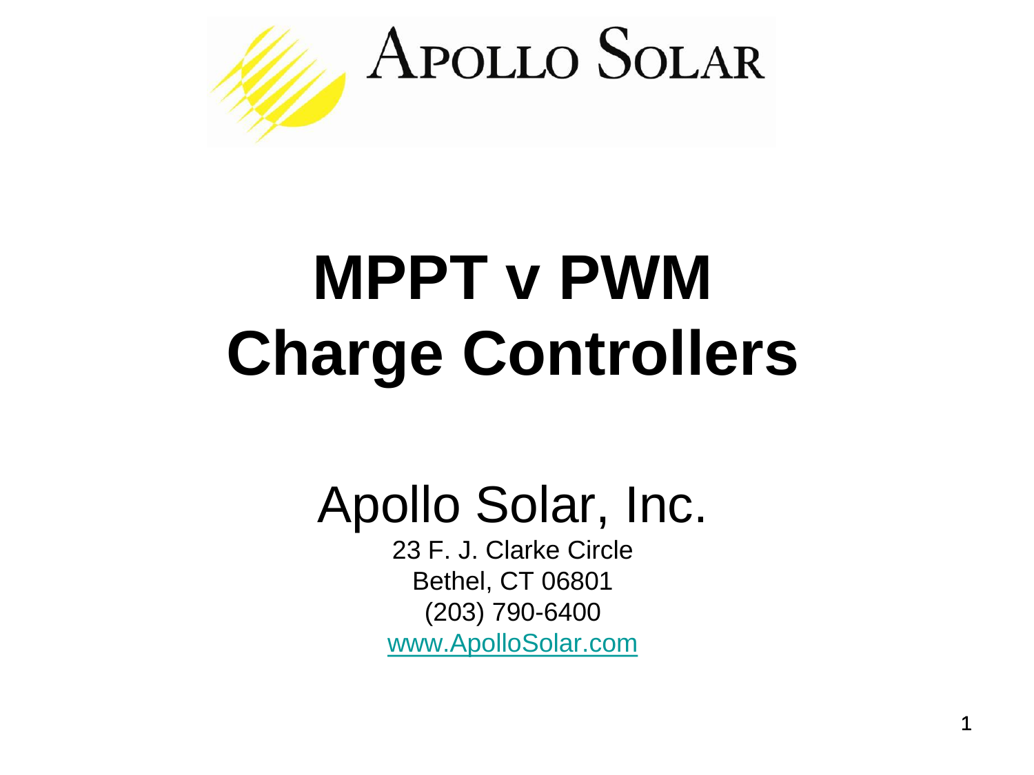Apollo Solar

# MPPT v PWM Charge Controllers

## Apollo Solar, Inc.

23 F. J. Clarke Circle
Bethel, CT 06801
(203) 790-6400
www.ApolloSolar.com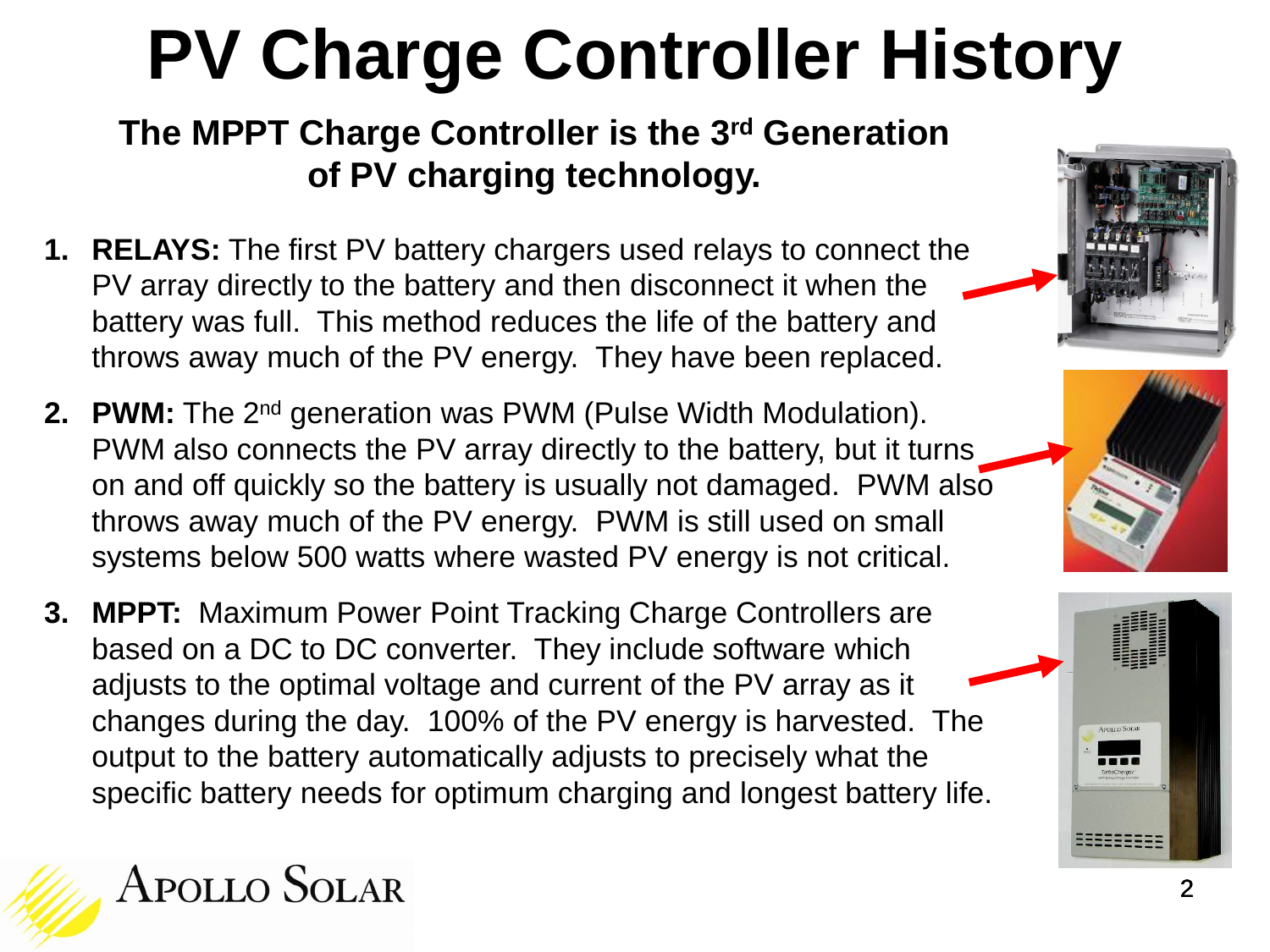# PV Charge Controller History

**The MPPT Charge Controller is the 3rd Generation of PV charging technology.**

1. **RELAYS:** The first PV battery chargers used relays to connect the PV array directly to the battery and then disconnect it when the battery was full. This method reduces the life of the battery and throws away much of the PV energy. They have been replaced.
2. **PWM:** The 2nd generation was PWM (Pulse Width Modulation). PWM also connects the PV array directly to the battery, but it turns on and off quickly so the battery is usually not damaged. PWM also throws away much of the PV energy. PWM is still used on small systems below 500 watts where wasted PV energy is not critical.
3. **MPPT:** Maximum Power Point Tracking Charge Controllers are based on a DC to DC converter. They include software which adjusts to the optimal voltage and current of the PV array as it changes during the day. 100% of the PV energy is harvested. The output to the battery automatically adjusts to precisely what the specific battery needs for optimum charging and longest battery life.

Apollo Solar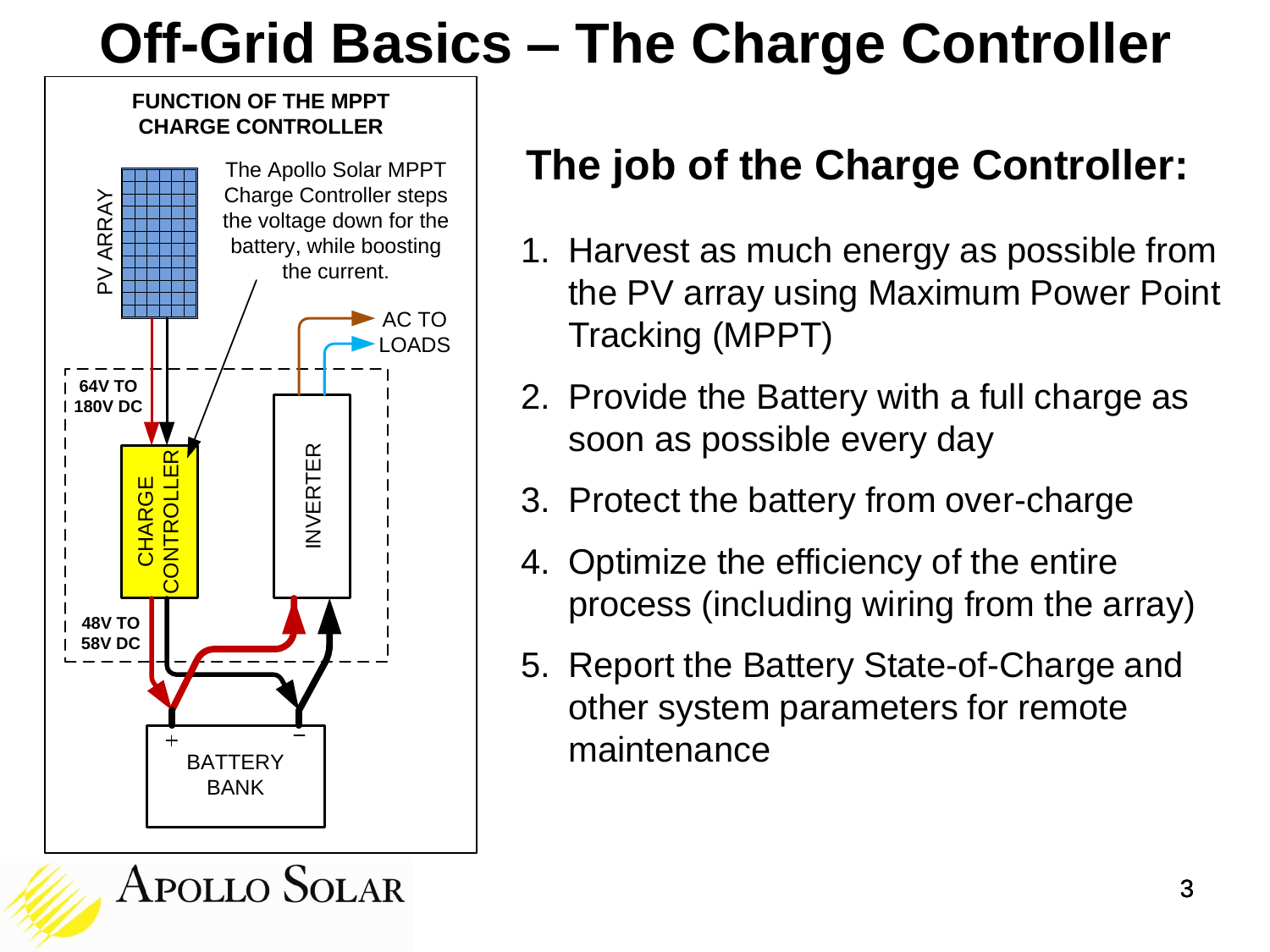# Off-Grid Basics – The Charge Controller

**FUNCTION OF THE MPPT CHARGE CONTROLLER**

PV ARRAY

The Apollo Solar MPPT Charge Controller steps the voltage down for the battery, while boosting the current.

64V TO 180V DC

CHARGE CONTROLLER

INVERTER

AC TO LOADS

48V TO 58V DC

BATTERY BANK

## The job of the Charge Controller:

1. Harvest as much energy as possible from the PV array using Maximum Power Point Tracking (MPPT)
2. Provide the Battery with a full charge as soon as possible every day
3. Protect the battery from over-charge
4. Optimize the efficiency of the entire process (including wiring from the array)
5. Report the Battery State-of-Charge and other system parameters for remote maintenance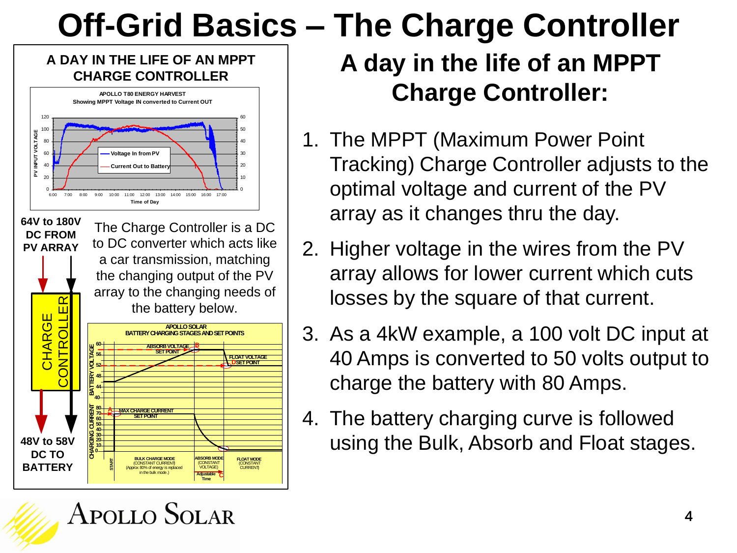# Off-Grid Basics – The Charge Controller

## A DAY IN THE LIFE OF AN MPPT CHARGE CONTROLLER

**APOLLO T80 ENERGY HARVEST**
Showing MPPT Voltage IN converted to Current OUT

**64V to 180V DC FROM PV ARRAY**

CHARGE CONTROLLER

**48V to 58V DC TO BATTERY**

The Charge Controller is a DC to DC converter which acts like a car transmission, matching the changing output of the PV array to the changing needs of the battery below.

**APOLLO SOLAR BATTERY CHARGING STAGES AND SET POINTS**

## A day in the life of an MPPT Charge Controller:

1. The MPPT (Maximum Power Point Tracking) Charge Controller adjusts to the optimal voltage and current of the PV array as it changes thru the day.
2. Higher voltage in the wires from the PV array allows for lower current which cuts losses by the square of that current.
3. As a 4kW example, a 100 volt DC input at 40 Amps is converted to 50 volts output to charge the battery with 80 Amps.
4. The battery charging curve is followed using the Bulk, Absorb and Float stages.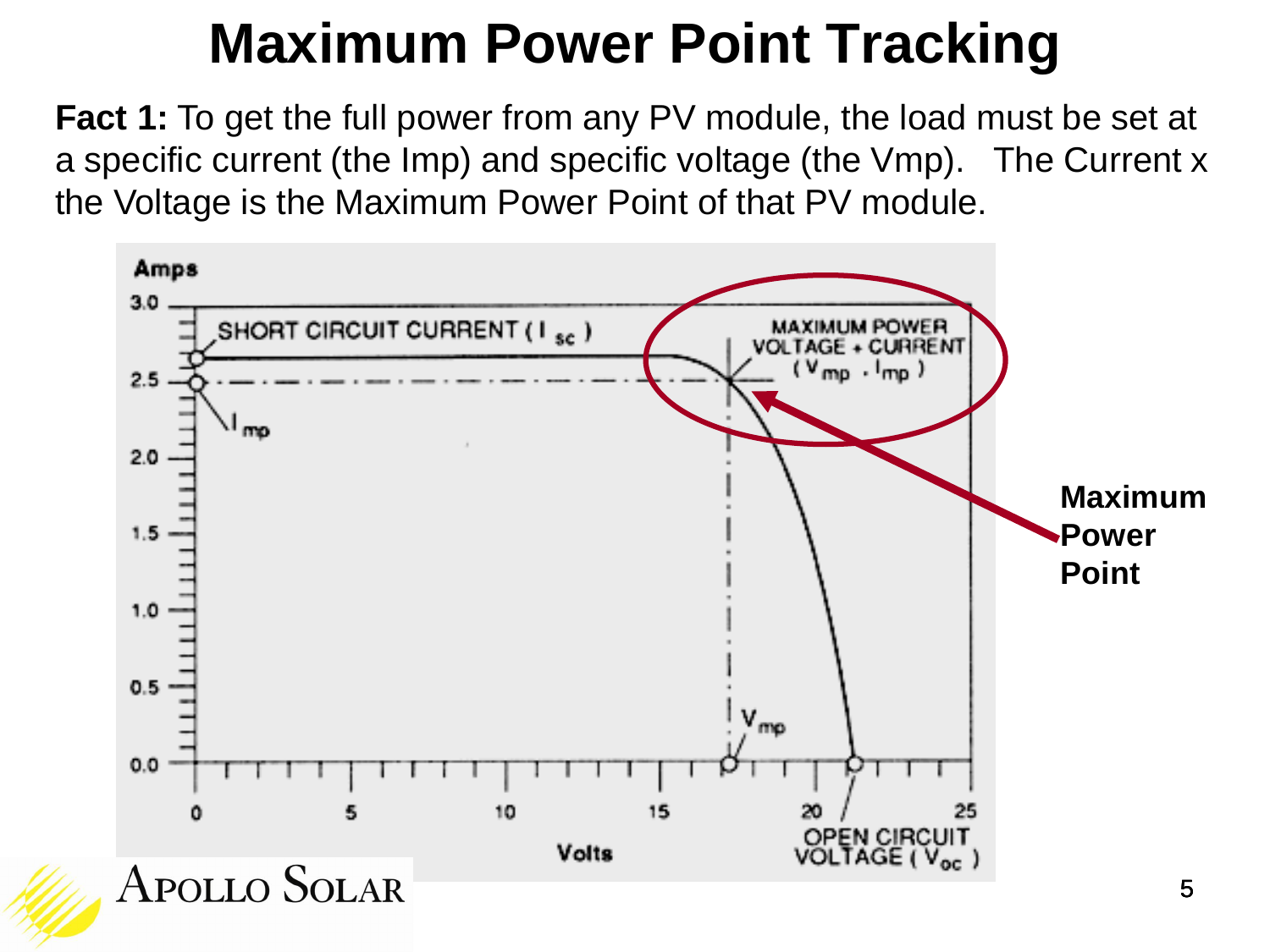# Maximum Power Point Tracking

**Fact 1:** To get the full power from any PV module, the load must be set at a specific current (the Imp) and specific voltage (the Vmp). The Current x the Voltage is the Maximum Power Point of that PV module.

**Maximum Power Point**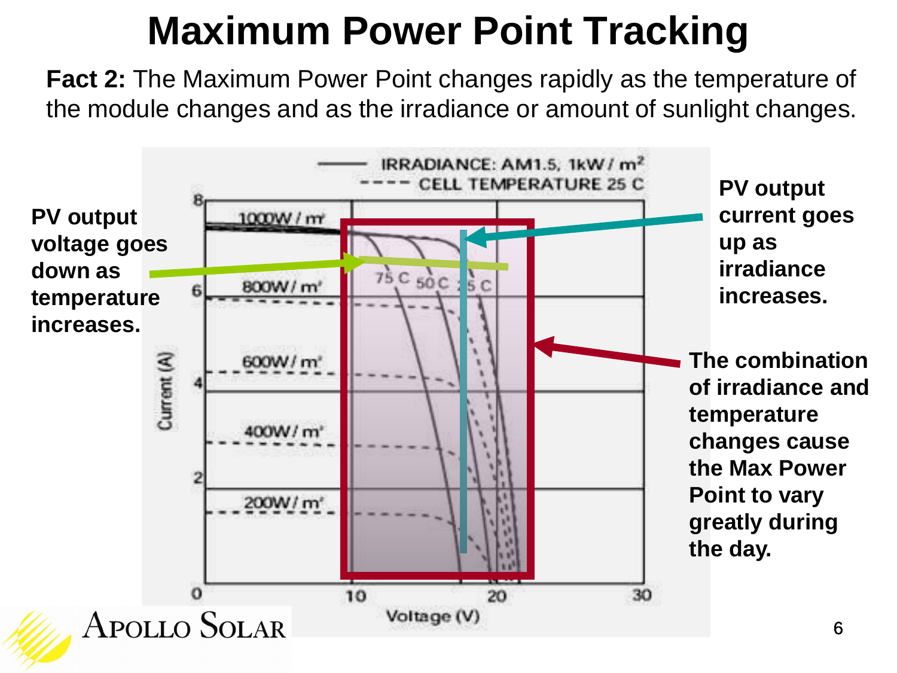# Maximum Power Point Tracking

**Fact 2:** The Maximum Power Point changes rapidly as the temperature of the module changes and as the irradiance or amount of sunlight changes.

**PV output voltage goes down as temperature increases.**

**PV output current goes up as irradiance increases.**

**The combination of irradiance and temperature changes cause the Max Power Point to vary greatly during the day.**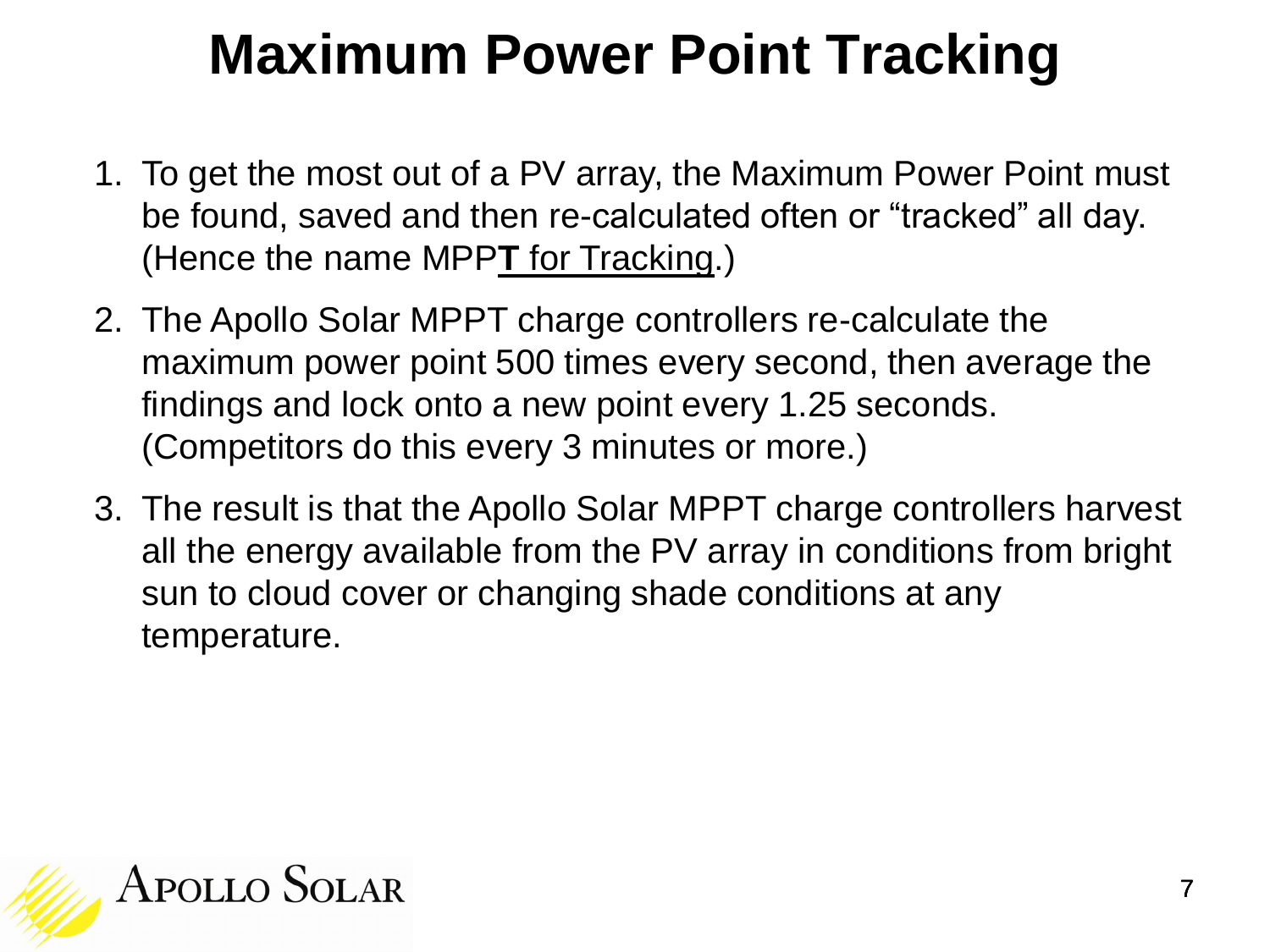# Maximum Power Point Tracking

1. To get the most out of a PV array, the Maximum Power Point must be found, saved and then re-calculated often or "tracked" all day. (Hence the name MPP**T** for Tracking.)
2. The Apollo Solar MPPT charge controllers re-calculate the maximum power point 500 times every second, then average the findings and lock onto a new point every 1.25 seconds. (Competitors do this every 3 minutes or more.)
3. The result is that the Apollo Solar MPPT charge controllers harvest all the energy available from the PV array in conditions from bright sun to cloud cover or changing shade conditions at any temperature.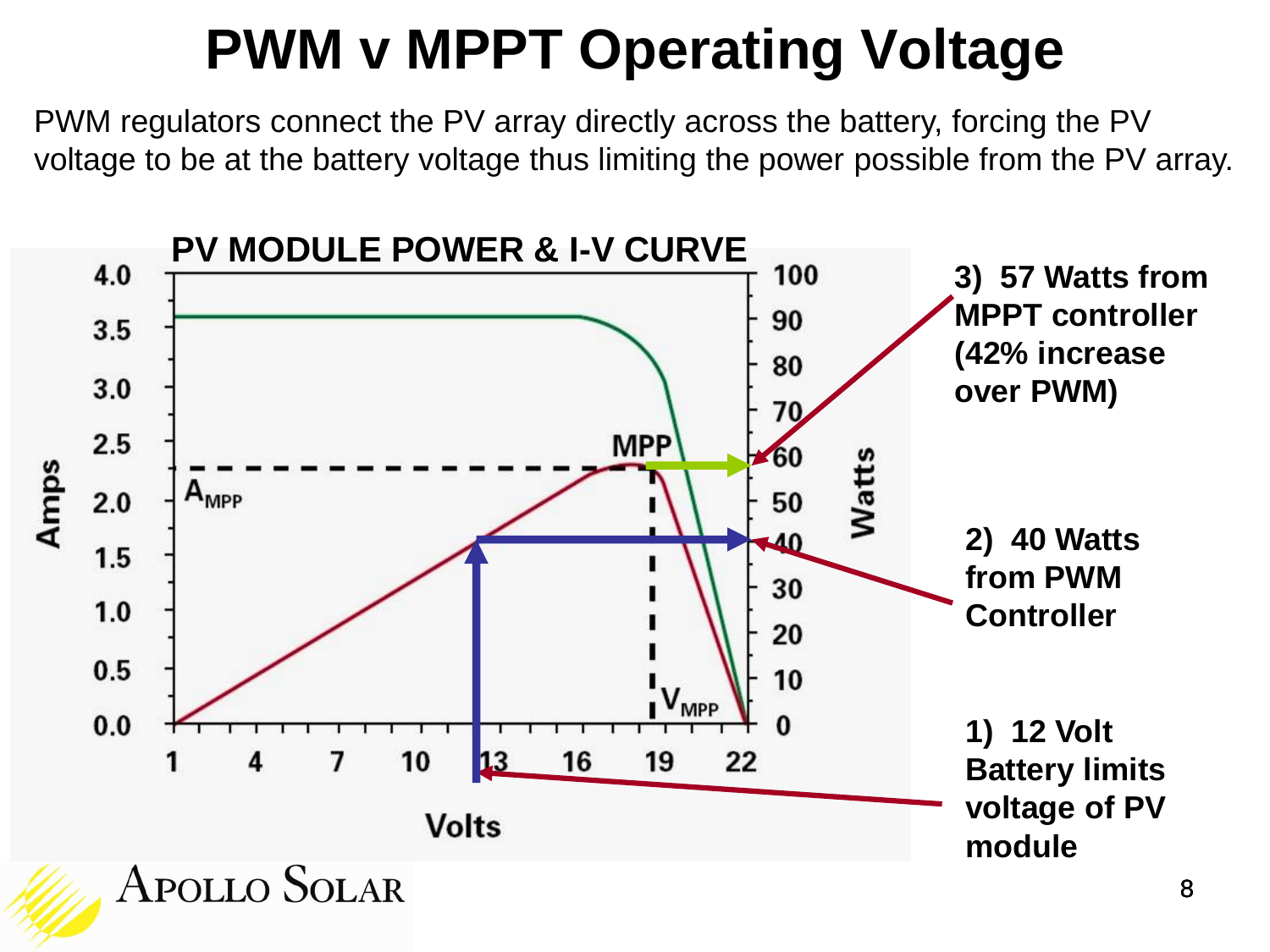# PWM v MPPT Operating Voltage

PWM regulators connect the PV array directly across the battery, forcing the PV voltage to be at the battery voltage thus limiting the power possible from the PV array.

**PV MODULE POWER & I-V CURVE**

**3) 57 Watts from MPPT controller (42% increase over PWM)**

**2) 40 Watts from PWM Controller**

**1) 12 Volt Battery limits voltage of PV module**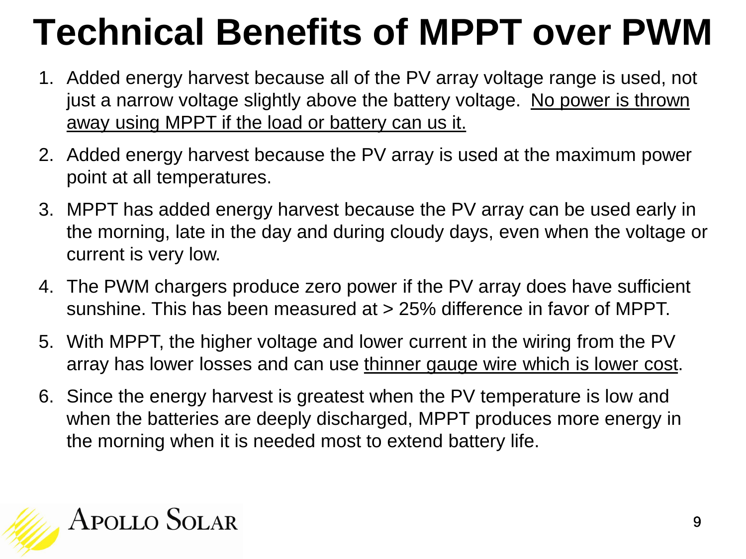# Technical Benefits of MPPT over PWM

1. Added energy harvest because all of the PV array voltage range is used, not just a narrow voltage slightly above the battery voltage. <u>No power is thrown away using MPPT if the load or battery can us it.</u>
2. Added energy harvest because the PV array is used at the maximum power point at all temperatures.
3. MPPT has added energy harvest because the PV array can be used early in the morning, late in the day and during cloudy days, even when the voltage or current is very low.
4. The PWM chargers produce zero power if the PV array does have sufficient sunshine. This has been measured at > 25% difference in favor of MPPT.
5. With MPPT, the higher voltage and lower current in the wiring from the PV array has lower losses and can use <u>thinner gauge wire which is lower cost</u>.
6. Since the energy harvest is greatest when the PV temperature is low and when the batteries are deeply discharged, MPPT produces more energy in the morning when it is needed most to extend battery life.

Apollo Solar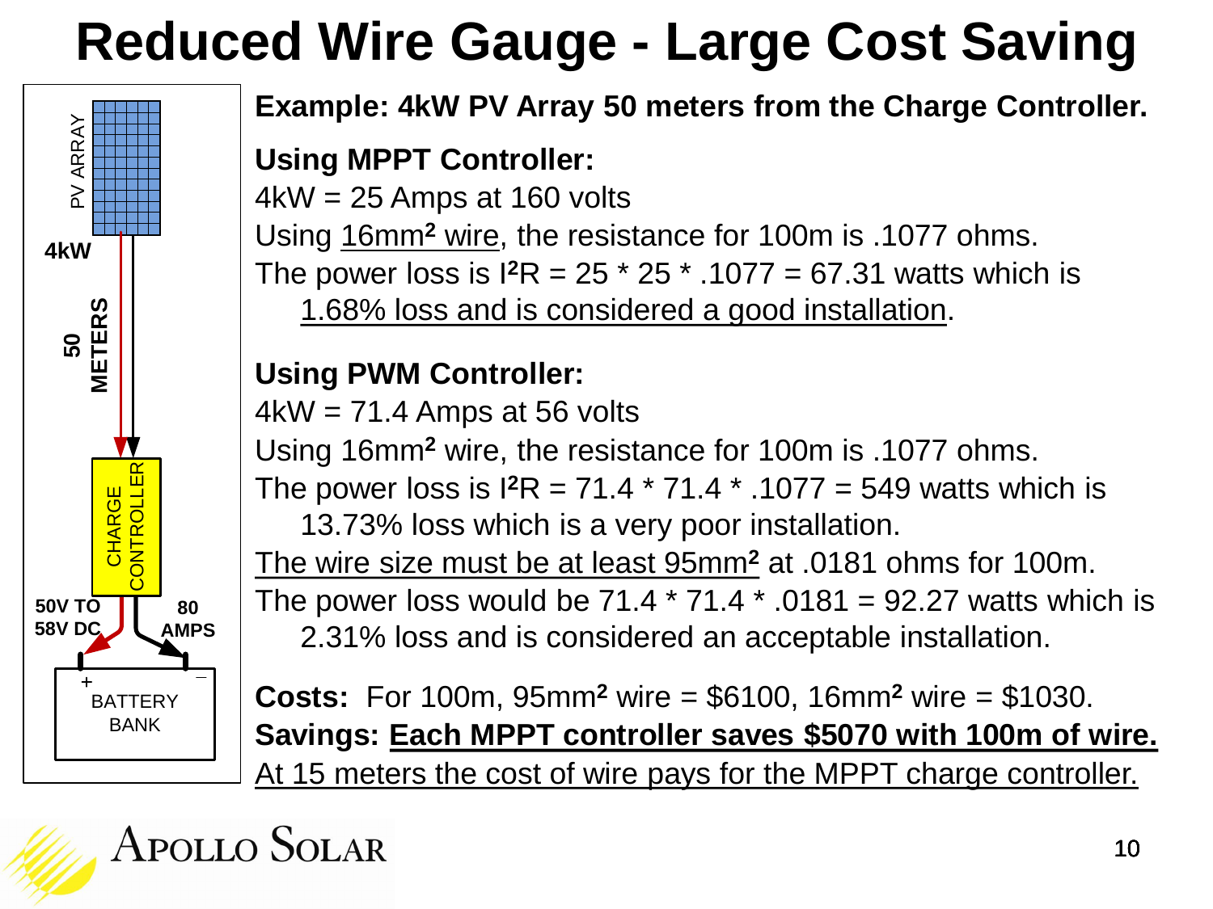# Reduced Wire Gauge - Large Cost Saving

PV ARRAY

4kW

50 METERS

CHARGE CONTROLLER

50V TO 58V DC

80 AMPS

BATTERY BANK

**Example: 4kW PV Array 50 meters from the Charge Controller.**

**Using MPPT Controller:**

4kW = 25 Amps at 160 volts

Using 16mm² wire, the resistance for 100m is .1077 ohms.

The power loss is $I^2R$ = 25 * 25 * .1077 = 67.31 watts which is 1.68% loss and is considered a good installation.

**Using PWM Controller:**

4kW = 71.4 Amps at 56 volts

Using 16mm² wire, the resistance for 100m is .1077 ohms.

The power loss is $I^2R$ = 71.4 * 71.4 * .1077 = 549 watts which is 13.73% loss which is a very poor installation.

The wire size must be at least 95mm² at .0181 ohms for 100m.

The power loss would be 71.4 * 71.4 * .0181 = 92.27 watts which is 2.31% loss and is considered an acceptable installation.

**Costs:** For 100m, 95mm² wire = $6100, 16mm² wire = $1030.

**Savings: Each MPPT controller saves $5070 with 100m of wire.**

At 15 meters the cost of wire pays for the MPPT charge controller.

Apollo Solar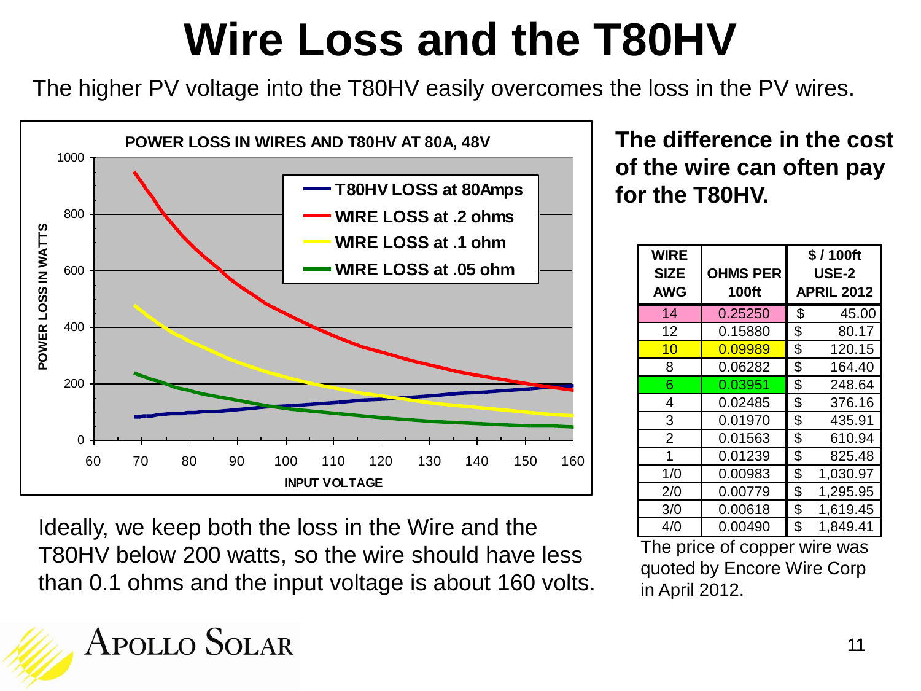# Wire Loss and the T80HV

The higher PV voltage into the T80HV easily overcomes the loss in the PV wires.

**POWER LOSS IN WIRES AND T80HV AT 80A, 48V**

- T80HV LOSS at 80Amps
- WIRE LOSS at .2 ohms
- WIRE LOSS at .1 ohm
- WIRE LOSS at .05 ohm

POWER LOSS IN WATTS vs. INPUT VOLTAGE

Ideally, we keep both the loss in the Wire and the T80HV below 200 watts, so the wire should have less than 0.1 ohms and the input voltage is about 160 volts.

**The difference in the cost of the wire can often pay for the T80HV.**

| WIRE SIZE AWG | OHMS PER 100ft | $ / 100ft USE-2 APRIL 2012 |
|---|---|---|
| 14 | 0.25250 | $ 45.00 |
| 12 | 0.15880 | $ 80.17 |
| 10 | 0.09989 | $ 120.15 |
| 8 | 0.06282 | $ 164.40 |
| 6 | 0.03951 | $ 248.64 |
| 4 | 0.02485 | $ 376.16 |
| 3 | 0.01970 | $ 435.91 |
| 2 | 0.01563 | $ 610.94 |
| 1 | 0.01239 | $ 825.48 |
| 1/0 | 0.00983 | $ 1,030.97 |
| 2/0 | 0.00779 | $ 1,295.95 |
| 3/0 | 0.00618 | $ 1,619.45 |
| 4/0 | 0.00490 | $ 1,849.41 |

The price of copper wire was quoted by Encore Wire Corp in April 2012.

APOLLO SOLAR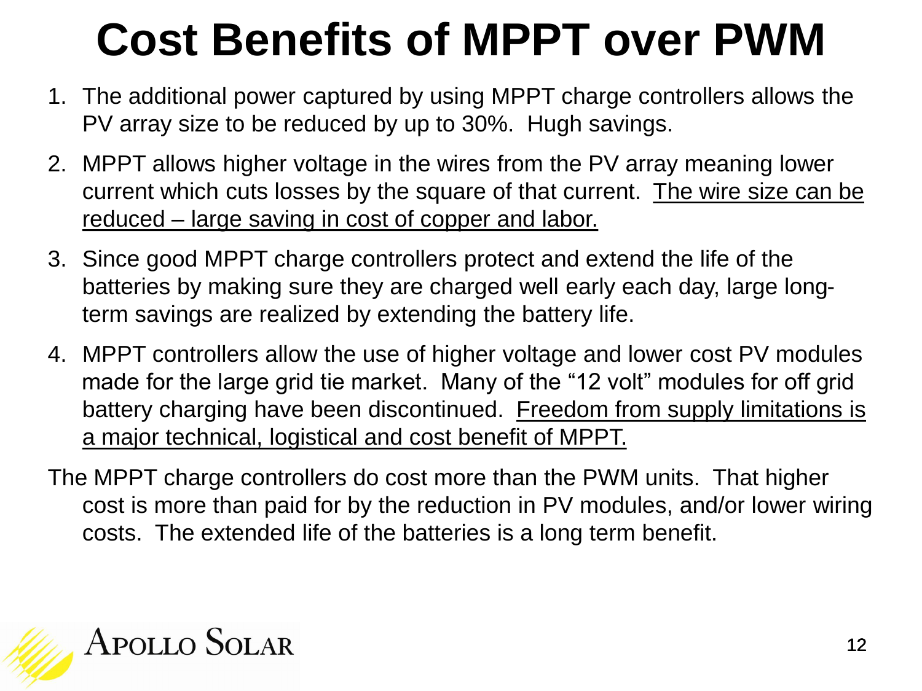# Cost Benefits of MPPT over PWM

1. The additional power captured by using MPPT charge controllers allows the PV array size to be reduced by up to 30%. Hugh savings.
2. MPPT allows higher voltage in the wires from the PV array meaning lower current which cuts losses by the square of that current. <u>The wire size can be reduced – large saving in cost of copper and labor.</u>
3. Since good MPPT charge controllers protect and extend the life of the batteries by making sure they are charged well early each day, large long-term savings are realized by extending the battery life.
4. MPPT controllers allow the use of higher voltage and lower cost PV modules made for the large grid tie market. Many of the "12 volt" modules for off grid battery charging have been discontinued. <u>Freedom from supply limitations is a major technical, logistical and cost benefit of MPPT.</u>

The MPPT charge controllers do cost more than the PWM units. That higher cost is more than paid for by the reduction in PV modules, and/or lower wiring costs. The extended life of the batteries is a long term benefit.

Apollo Solar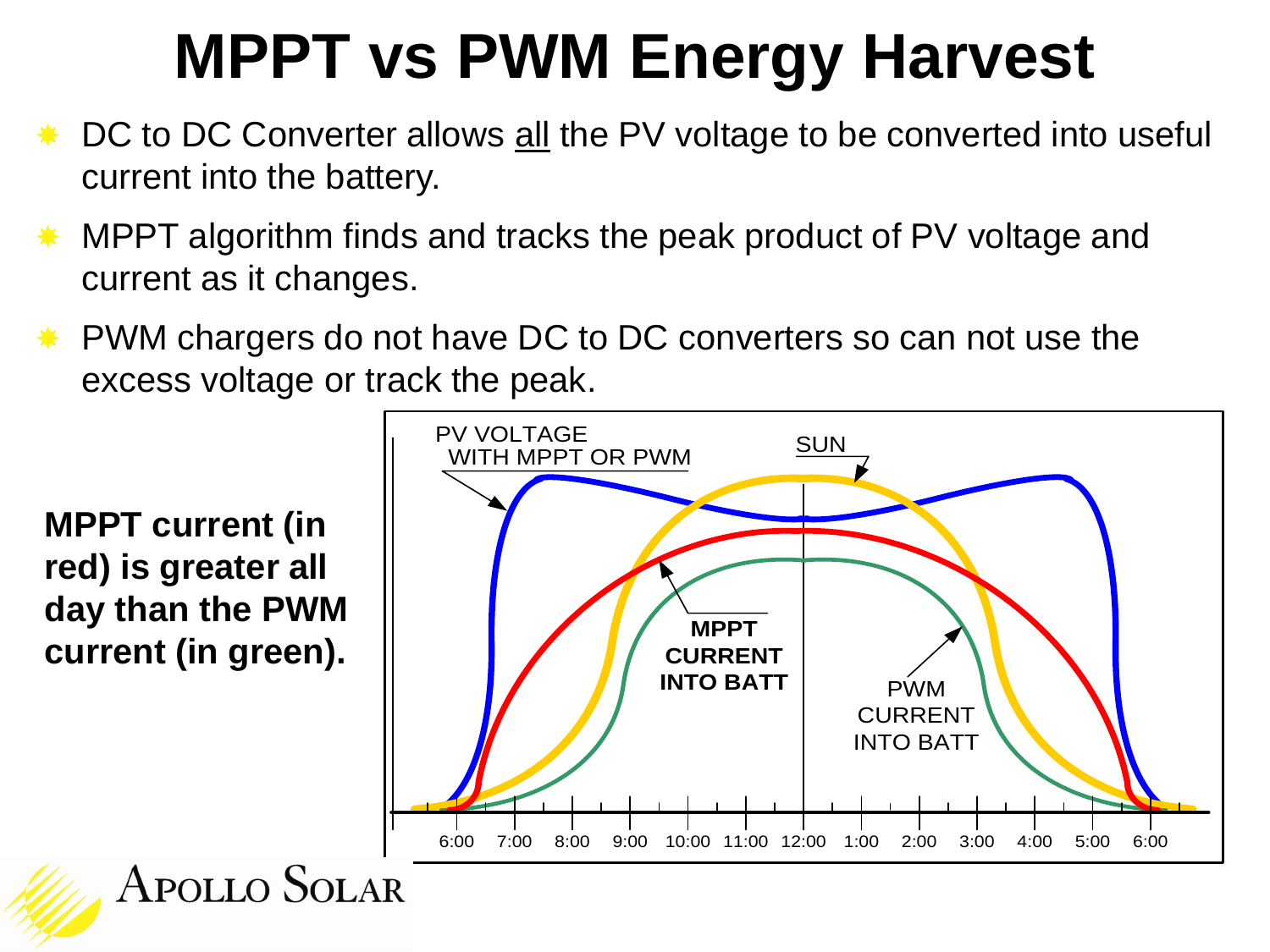# MPPT vs PWM Energy Harvest

- DC to DC Converter allows all the PV voltage to be converted into useful current into the battery.
- MPPT algorithm finds and tracks the peak product of PV voltage and current as it changes.
- PWM chargers do not have DC to DC converters so can not use the excess voltage or track the peak.

**MPPT current (in red) is greater all day than the PWM current (in green).**

PV VOLTAGE WITH MPPT OR PWM

SUN

MPPT CURRENT INTO BATT

PWM CURRENT INTO BATT

6:00 7:00 8:00 9:00 10:00 11:00 12:00 1:00 2:00 3:00 4:00 5:00 6:00

APOLLO SOLAR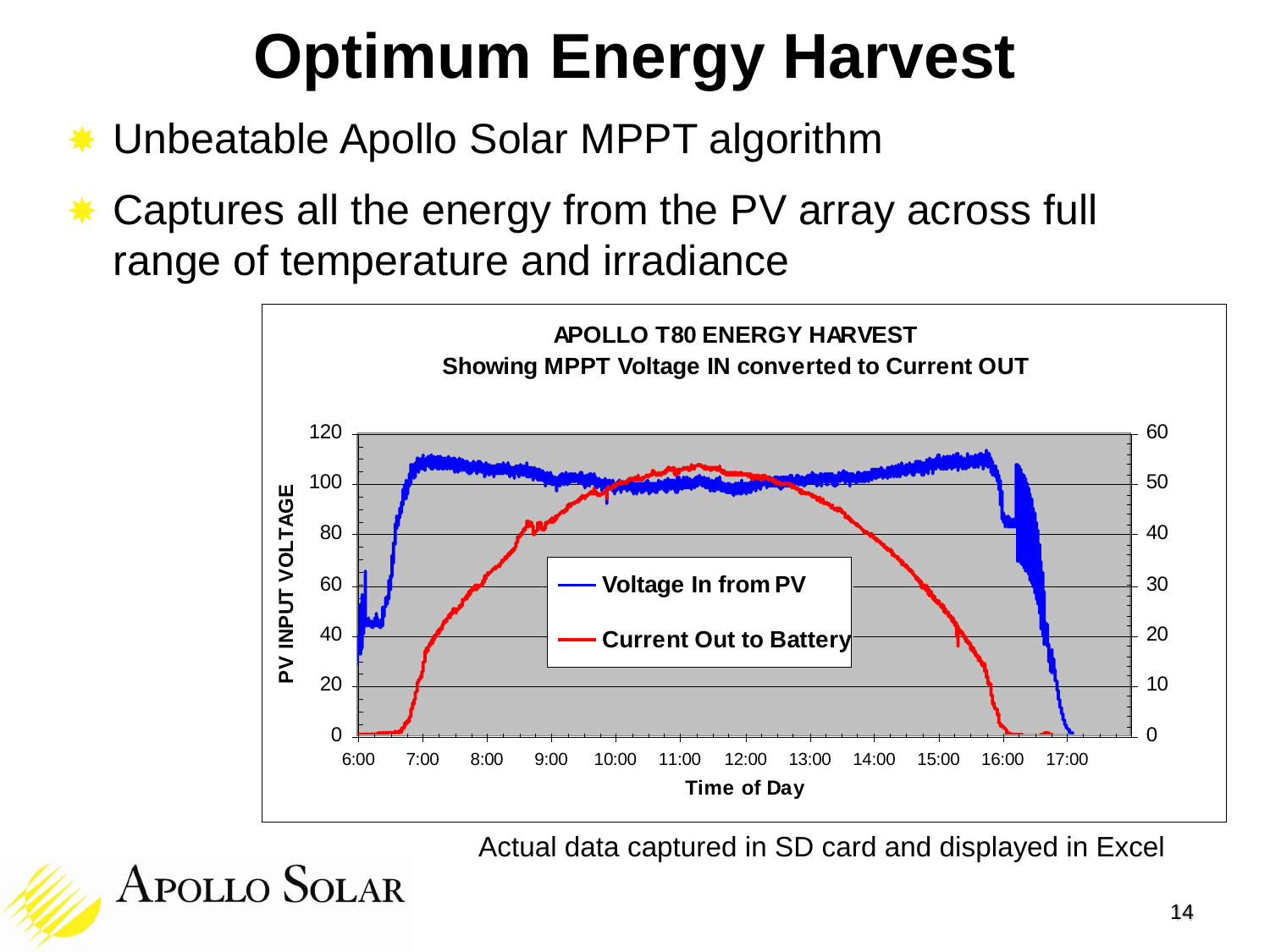# Optimum Energy Harvest

- Unbeatable Apollo Solar MPPT algorithm
- Captures all the energy from the PV array across full range of temperature and irradiance

**APOLLO T80 ENERGY HARVEST**
**Showing MPPT Voltage IN converted to Current OUT**

PV INPUT VOLTAGE

120
100
80
60
40
20
0

60
50
40
30
20
10
0

6:00 7:00 8:00 9:00 10:00 11:00 12:00 13:00 14:00 15:00 16:00 17:00

Time of Day

Voltage In from PV

Current Out to Battery

Actual data captured in SD card and displayed in Excel

Apollo Solar